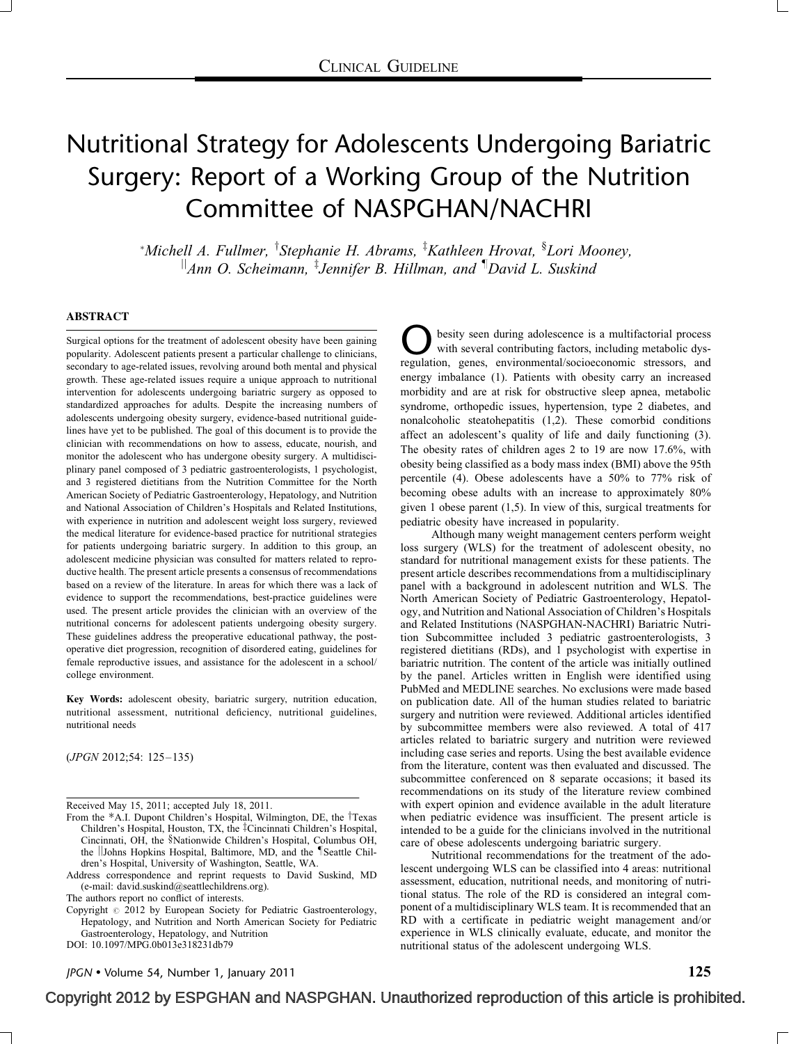Clinical Guideline

# Nutritional Strategy for Adolescents Undergoing Bariatric Surgery: Report of a Working Group of the Nutrition Committee of NASPGHAN/NACHRI

*Michell A. Fullmer, †Stephanie H. Abrams, ‡Kathleen Hrovat, §Lori Mooney, ||Ann O. Scheimann, ‡Jennifer B. Hillman, and ¶David L. Suskind

## ABSTRACT

Surgical options for the treatment of adolescent obesity have been gaining popularity. Adolescent patients present a particular challenge to clinicians, secondary to age-related issues, revolving around both mental and physical growth. These age-related issues require a unique approach to nutritional intervention for adolescents undergoing bariatric surgery as opposed to standardized approaches for adults. Despite the increasing numbers of adolescents undergoing obesity surgery, evidence-based nutritional guidelines have yet to be published. The goal of this document is to provide the clinician with recommendations on how to assess, educate, nourish, and monitor the adolescent who has undergone obesity surgery. A multidisciplinary panel composed of 3 pediatric gastroenterologists, 1 psychologist, and 3 registered dietitians from the Nutrition Committee for the North American Society of Pediatric Gastroenterology, Hepatology, and Nutrition and National Association of Children's Hospitals and Related Institutions, with experience in nutrition and adolescent weight loss surgery, reviewed the medical literature for evidence-based practice for nutritional strategies for patients undergoing bariatric surgery. In addition to this group, an adolescent medicine physician was consulted for matters related to reproductive health. The present article presents a consensus of recommendations based on a review of the literature. In areas for which there was a lack of evidence to support the recommendations, best-practice guidelines were used. The present article provides the clinician with an overview of the nutritional concerns for adolescent patients undergoing obesity surgery. These guidelines address the preoperative educational pathway, the postoperative diet progression, recognition of disordered eating, guidelines for female reproductive issues, and assistance for the adolescent in a school/college environment.

**Key Words:** adolescent obesity, bariatric surgery, nutrition education, nutritional assessment, nutritional deficiency, nutritional guidelines, nutritional needs

(*JPGN* 2012;54: 125–135)

Received May 15, 2011; accepted July 18, 2011.

From the *A.I. Dupont Children's Hospital, Wilmington, DE, the †Texas Children's Hospital, Houston, TX, the ‡Cincinnati Children's Hospital, Cincinnati, OH, the §Nationwide Children's Hospital, Columbus OH, the ||Johns Hopkins Hospital, Baltimore, MD, and the ¶Seattle Children's Hospital, University of Washington, Seattle, WA.

Address correspondence and reprint requests to David Suskind, MD (e-mail: david.suskind@seattlechildrens.org).

The authors report no conflict of interests.

Copyright © 2012 by European Society for Pediatric Gastroenterology, Hepatology, and Nutrition and North American Society for Pediatric Gastroenterology, Hepatology, and Nutrition

DOI: 10.1097/MPG.0b013e318231db79

Obesity seen during adolescence is a multifactorial process with several contributing factors, including metabolic dysregulation, genes, environmental/socioeconomic stressors, and energy imbalance (1). Patients with obesity carry an increased morbidity and are at risk for obstructive sleep apnea, metabolic syndrome, orthopedic issues, hypertension, type 2 diabetes, and nonalcoholic steatohepatitis (1,2). These comorbid conditions affect an adolescent's quality of life and daily functioning (3). The obesity rates of children ages 2 to 19 are now 17.6%, with obesity being classified as a body mass index (BMI) above the 95th percentile (4). Obese adolescents have a 50% to 77% risk of becoming obese adults with an increase to approximately 80% given 1 obese parent (1,5). In view of this, surgical treatments for pediatric obesity have increased in popularity.

Although many weight management centers perform weight loss surgery (WLS) for the treatment of adolescent obesity, no standard for nutritional management exists for these patients. The present article describes recommendations from a multidisciplinary panel with a background in adolescent nutrition and WLS. The North American Society of Pediatric Gastroenterology, Hepatology, and Nutrition and National Association of Children's Hospitals and Related Institutions (NASPGHAN-NACHRI) Bariatric Nutrition Subcommittee included 3 pediatric gastroenterologists, 3 registered dietitians (RDs), and 1 psychologist with expertise in bariatric nutrition. The content of the article was initially outlined by the panel. Articles written in English were identified using PubMed and MEDLINE searches. No exclusions were made based on publication date. All of the human studies related to bariatric surgery and nutrition were reviewed. Additional articles identified by subcommittee members were also reviewed. A total of 417 articles related to bariatric surgery and nutrition were reviewed including case series and reports. Using the best available evidence from the literature, content was then evaluated and discussed. The subcommittee conferenced on 8 separate occasions; it based its recommendations on its study of the literature review combined with expert opinion and evidence available in the adult literature when pediatric evidence was insufficient. The present article is intended to be a guide for the clinicians involved in the nutritional care of obese adolescents undergoing bariatric surgery.

Nutritional recommendations for the treatment of the adolescent undergoing WLS can be classified into 4 areas: nutritional assessment, education, nutritional needs, and monitoring of nutritional status. The role of the RD is considered an integral component of a multidisciplinary WLS team. It is recommended that an RD with a certificate in pediatric weight management and/or experience in WLS clinically evaluate, educate, and monitor the nutritional status of the adolescent undergoing WLS.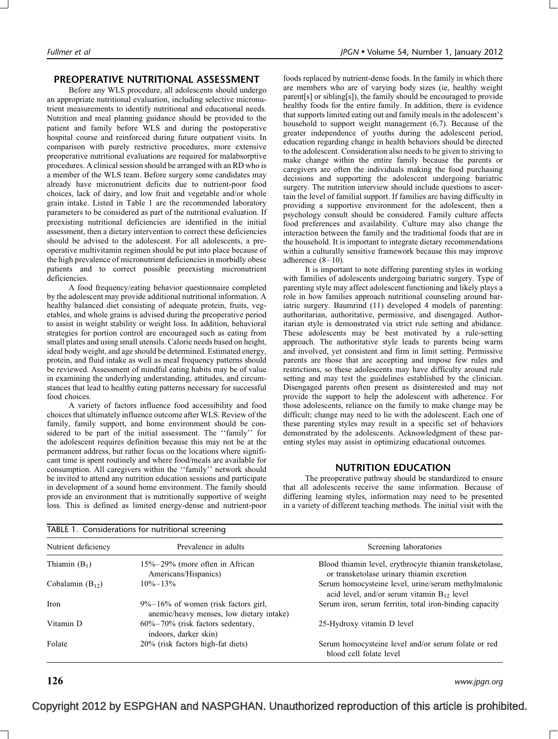## PREOPERATIVE NUTRITIONAL ASSESSMENT

Before any WLS procedure, all adolescents should undergo an appropriate nutritional evaluation, including selective micronutrient measurements to identify nutritional and educational needs. Nutrition and meal planning guidance should be provided to the patient and family before WLS and during the postoperative hospital course and reinforced during future outpatient visits. In comparison with purely restrictive procedures, more extensive preoperative nutritional evaluations are required for malabsorptive procedures. A clinical session should be arranged with an RD who is a member of the WLS team. Before surgery some candidates may already have micronutrient deficits due to nutrient-poor food choices, lack of dairy, and low fruit and vegetable and/or whole grain intake. Listed in Table 1 are the recommended laboratory parameters to be considered as part of the nutritional evaluation. If preexisting nutritional deficiencies are identified in the initial assessment, then a dietary intervention to correct these deficiencies should be advised to the adolescent. For all adolescents, a preoperative multivitamin regimen should be put into place because of the high prevalence of micronutrient deficiencies in morbidly obese patients and to correct possible preexisting micronutrient deficiencies.

A food frequency/eating behavior questionnaire completed by the adolescent may provide additional nutritional information. A healthy balanced diet consisting of adequate protein, fruits, vegetables, and whole grains is advised during the preoperative period to assist in weight stability or weight loss. In addition, behavioral strategies for portion control are encouraged such as eating from small plates and using small utensils. Calorie needs based on height, ideal body weight, and age should be determined. Estimated energy, protein, and fluid intake as well as meal frequency patterns should be reviewed. Assessment of mindful eating habits may be of value in examining the underlying understanding, attitudes, and circumstances that lead to healthy eating patterns necessary for successful food choices.

A variety of factors influence food accessibility and food choices that ultimately influence outcome after WLS. Review of the family, family support, and home environment should be considered to be part of the initial assessment. The ''family'' for the adolescent requires definition because this may not be at the permanent address, but rather focus on the locations where significant time is spent routinely and where food/meals are available for consumption. All caregivers within the ''family'' network should be invited to attend any nutrition education sessions and participate in development of a sound home environment. The family should provide an environment that is nutritionally supportive of weight loss. This is defined as limited energy-dense and nutrient-poor foods replaced by nutrient-dense foods. In the family in which there are members who are of varying body sizes (ie, healthy weight parent[s] or sibling[s]), the family should be encouraged to provide healthy foods for the entire family. In addition, there is evidence that supports limited eating out and family meals in the adolescent's household to support weight management (6,7). Because of the greater independence of youths during the adolescent period, education regarding change in health behaviors should be directed to the adolescent. Consideration also needs to be given to striving to make change within the entire family because the parents or caregivers are often the individuals making the food purchasing decisions and supporting the adolescent undergoing bariatric surgery. The nutrition interview should include questions to ascertain the level of familial support. If families are having difficulty in providing a supportive environment for the adolescent, then a psychology consult should be considered. Family culture affects food preferences and availability. Culture may also change the interaction between the family and the traditional foods that are in the household. It is important to integrate dietary recommendations within a culturally sensitive framework because this may improve adherence (8–10).

It is important to note differing parenting styles in working with families of adolescents undergoing bariatric surgery. Type of parenting style may affect adolescent functioning and likely plays a role in how families approach nutritional counseling around bariatric surgery. Baumrind (11) developed 4 models of parenting: authoritarian, authoritative, permissive, and disengaged. Authoritarian style is demonstrated via strict rule setting and abidance. These adolescents may be best motivated by a rule-setting approach. The authoritative style leads to parents being warm and involved, yet consistent and firm in limit setting. Permissive parents are those that are accepting and impose few rules and restrictions, so these adolescents may have difficulty around rule setting and may test the guidelines established by the clinician. Disengaged parents often present as disinterested and may not provide the support to help the adolescent with adherence. For those adolescents, reliance on the family to make change may be difficult; change may need to lie with the adolescent. Each one of these parenting styles may result in a specific set of behaviors demonstrated by the adolescents. Acknowledgment of these parenting styles may assist in optimizing educational outcomes.

## NUTRITION EDUCATION

The preoperative pathway should be standardized to ensure that all adolescents receive the same information. Because of differing learning styles, information may need to be presented in a variety of different teaching methods. The initial visit with the

TABLE 1. Considerations for nutritional screening

| Nutrient deficiency | Prevalence in adults | Screening laboratories |
|---|---|---|
| Thiamin ($B_1$) | 15%–29% (more often in African Americans/Hispanics) | Blood thiamin level, erythrocyte thiamin transketolase, or transketolase urinary thiamin excretion |
| Cobalamin ($B_{12}$) | 10%–13% | Serum homocysteine level, urine/serum methylmalonic acid level, and/or serum vitamin $B_{12}$ level |
| Iron | 9%–16% of women (risk factors girl, anemic/heavy menses, low dietary intake) | Serum iron, serum ferritin, total iron-binding capacity |
| Vitamin D | 60%–70% (risk factors sedentary, indoors, darker skin) | 25-Hydroxy vitamin D level |
| Folate | 20% (risk factors high-fat diets) | Serum homocysteine level and/or serum folate or red blood cell folate level |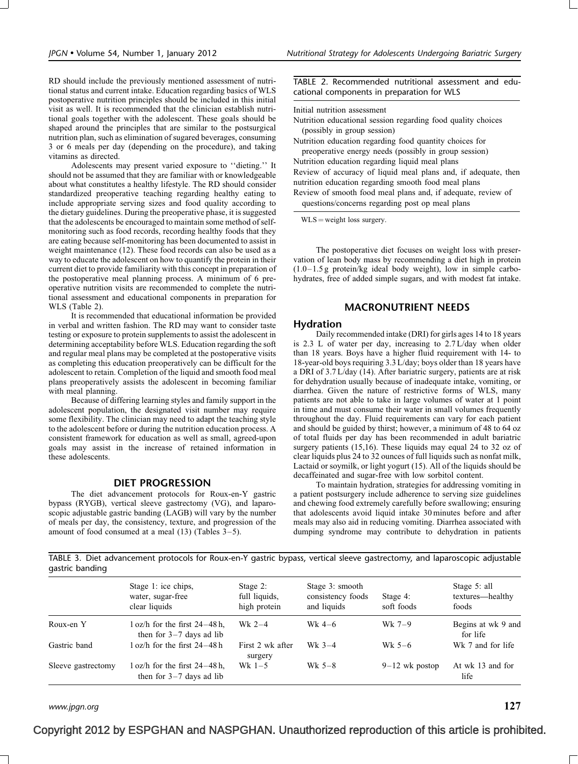RD should include the previously mentioned assessment of nutritional status and current intake. Education regarding basics of WLS postoperative nutrition principles should be included in this initial visit as well. It is recommended that the clinician establish nutritional goals together with the adolescent. These goals should be shaped around the principles that are similar to the postsurgical nutrition plan, such as elimination of sugared beverages, consuming 3 or 6 meals per day (depending on the procedure), and taking vitamins as directed.

Adolescents may present varied exposure to ''dieting.'' It should not be assumed that they are familiar with or knowledgeable about what constitutes a healthy lifestyle. The RD should consider standardized preoperative teaching regarding healthy eating to include appropriate serving sizes and food quality according to the dietary guidelines. During the preoperative phase, it is suggested that the adolescents be encouraged to maintain some method of self-monitoring such as food records, recording healthy foods that they are eating because self-monitoring has been documented to assist in weight maintenance (12). These food records can also be used as a way to educate the adolescent on how to quantify the protein in their current diet to provide familiarity with this concept in preparation of the postoperative meal planning process. A minimum of 6 preoperative nutrition visits are recommended to complete the nutritional assessment and educational components in preparation for WLS (Table 2).

It is recommended that educational information be provided in verbal and written fashion. The RD may want to consider taste testing or exposure to protein supplements to assist the adolescent in determining acceptability before WLS. Education regarding the soft and regular meal plans may be completed at the postoperative visits as completing this education preoperatively can be difficult for the adolescent to retain. Completion of the liquid and smooth food meal plans preoperatively assists the adolescent in becoming familiar with meal planning.

Because of differing learning styles and family support in the adolescent population, the designated visit number may require some flexibility. The clinician may need to adapt the teaching style to the adolescent before or during the nutrition education process. A consistent framework for education as well as small, agreed-upon goals may assist in the increase of retained information in these adolescents.

## DIET PROGRESSION

The diet advancement protocols for Roux-en-Y gastric bypass (RYGB), vertical sleeve gastrectomy (VG), and laparoscopic adjustable gastric banding (LAGB) will vary by the number of meals per day, the consistency, texture, and progression of the amount of food consumed at a meal (13) (Tables 3–5).

TABLE 2. Recommended nutritional assessment and educational components in preparation for WLS

| |
|---|
| Initial nutrition assessment |
| Nutrition educational session regarding food quality choices (possibly in group session) |
| Nutrition education regarding food quantity choices for preoperative energy needs (possibly in group session) |
| Nutrition education regarding liquid meal plans |
| Review of accuracy of liquid meal plans and, if adequate, then nutrition education regarding smooth food meal plans |
| Review of smooth food meal plans and, if adequate, review of questions/concerns regarding post op meal plans |

WLS = weight loss surgery.

The postoperative diet focuses on weight loss with preservation of lean body mass by recommending a diet high in protein (1.0–1.5 g protein/kg ideal body weight), low in simple carbohydrates, free of added simple sugars, and with modest fat intake.

## MACRONUTRIENT NEEDS

### Hydration

Daily recommended intake (DRI) for girls ages 14 to 18 years is 2.3 L of water per day, increasing to 2.7 L/day when older than 18 years. Boys have a higher fluid requirement with 14- to 18-year-old boys requiring 3.3 L/day; boys older than 18 years have a DRI of 3.7 L/day (14). After bariatric surgery, patients are at risk for dehydration usually because of inadequate intake, vomiting, or diarrhea. Given the nature of restrictive forms of WLS, many patients are not able to take in large volumes of water at 1 point in time and must consume their water in small volumes frequently throughout the day. Fluid requirements can vary for each patient and should be guided by thirst; however, a minimum of 48 to 64 oz of total fluids per day has been recommended in adult bariatric surgery patients (15,16). These liquids may equal 24 to 32 oz of clear liquids plus 24 to 32 ounces of full liquids such as nonfat milk, Lactaid or soymilk, or light yogurt (15). All of the liquids should be decaffeinated and sugar-free with low sorbitol content.

To maintain hydration, strategies for addressing vomiting in a patient postsurgery include adherence to serving size guidelines and chewing food extremely carefully before swallowing; ensuring that adolescents avoid liquid intake 30 minutes before and after meals may also aid in reducing vomiting. Diarrhea associated with dumping syndrome may contribute to dehydration in patients

TABLE 3. Diet advancement protocols for Roux-en-Y gastric bypass, vertical sleeve gastrectomy, and laparoscopic adjustable gastric banding

| | Stage 1: ice chips, water, sugar-free clear liquids | Stage 2: full liquids, high protein | Stage 3: smooth consistency foods and liquids | Stage 4: soft foods | Stage 5: all textures—healthy foods |
|---|---|---|---|---|---|
| Roux-en Y | 1 oz/h for the first 24–48 h, then for 3–7 days ad lib | Wk 2–4 | Wk 4–6 | Wk 7–9 | Begins at wk 9 and for life |
| Gastric band | 1 oz/h for the first 24–48 h | First 2 wk after surgery | Wk 3–4 | Wk 5–6 | Wk 7 and for life |
| Sleeve gastrectomy | 1 oz/h for the first 24–48 h, then for 3–7 days ad lib | Wk 1–5 | Wk 5–8 | 9–12 wk postop | At wk 13 and for life |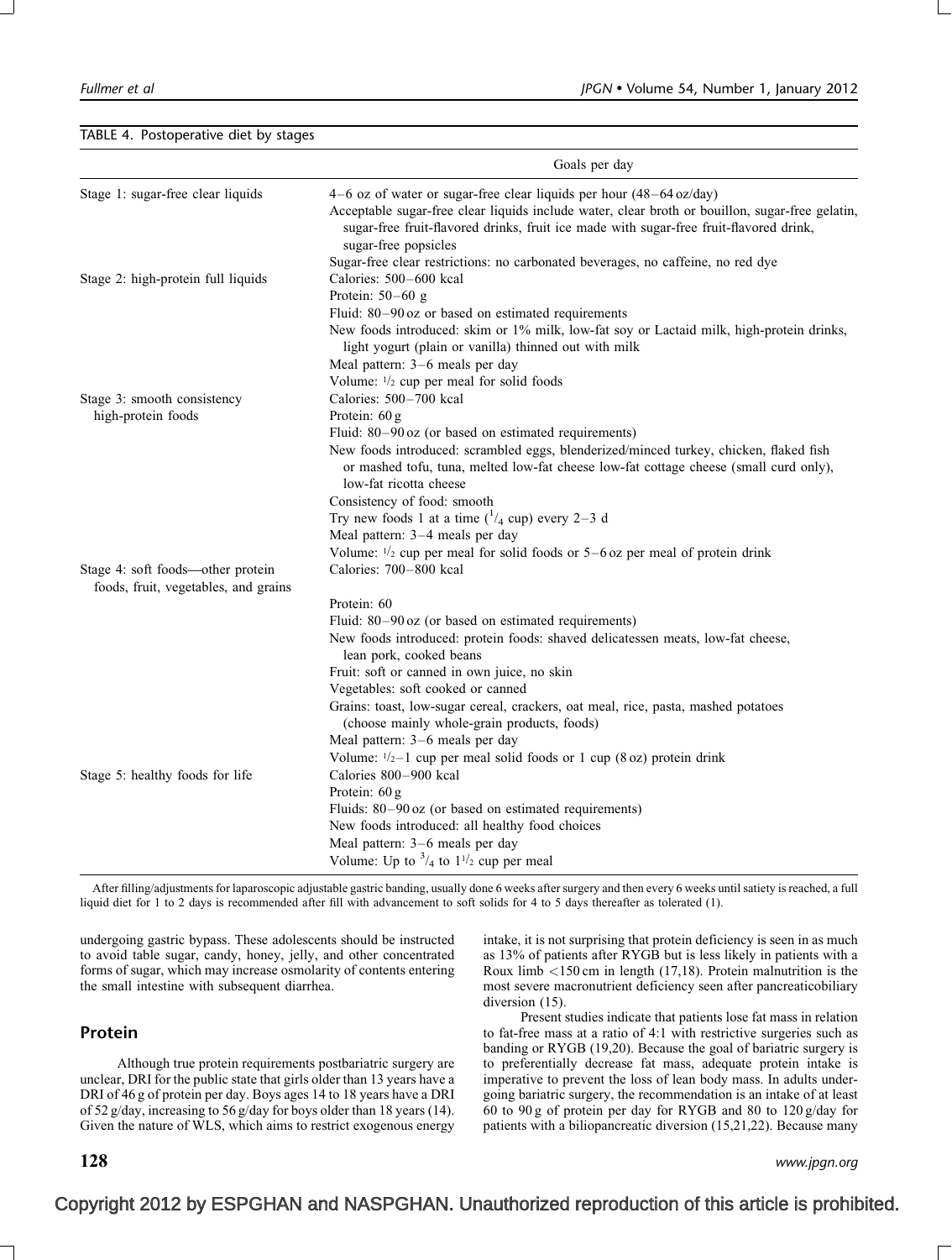TABLE 4. Postoperative diet by stages

| | Goals per day |
|---|---|
| Stage 1: sugar-free clear liquids | 4–6 oz of water or sugar-free clear liquids per hour (48–64 oz/day)<br>Acceptable sugar-free clear liquids include water, clear broth or bouillon, sugar-free gelatin, sugar-free fruit-flavored drinks, fruit ice made with sugar-free fruit-flavored drink, sugar-free popsicles<br>Sugar-free clear restrictions: no carbonated beverages, no caffeine, no red dye |
| Stage 2: high-protein full liquids | Calories: 500–600 kcal<br>Protein: 50–60 g<br>Fluid: 80–90 oz or based on estimated requirements<br>New foods introduced: skim or 1% milk, low-fat soy or Lactaid milk, high-protein drinks, light yogurt (plain or vanilla) thinned out with milk<br>Meal pattern: 3–6 meals per day<br>Volume: 1/2 cup per meal for solid foods |
| Stage 3: smooth consistency high-protein foods | Calories: 500–700 kcal<br>Protein: 60 g<br>Fluid: 80–90 oz (or based on estimated requirements)<br>New foods introduced: scrambled eggs, blenderized/minced turkey, chicken, flaked fish or mashed tofu, tuna, melted low-fat cheese low-fat cottage cheese (small curd only), low-fat ricotta cheese<br>Consistency of food: smooth<br>Try new foods 1 at a time (1/4 cup) every 2–3 d<br>Meal pattern: 3–4 meals per day<br>Volume: 1/2 cup per meal for solid foods or 5–6 oz per meal of protein drink |
| Stage 4: soft foods—other protein foods, fruit, vegetables, and grains | Calories: 700–800 kcal<br>Protein: 60<br>Fluid: 80–90 oz (or based on estimated requirements)<br>New foods introduced: protein foods: shaved delicatessen meats, low-fat cheese, lean pork, cooked beans<br>Fruit: soft or canned in own juice, no skin<br>Vegetables: soft cooked or canned<br>Grains: toast, low-sugar cereal, crackers, oat meal, rice, pasta, mashed potatoes (choose mainly whole-grain products, foods)<br>Meal pattern: 3–6 meals per day<br>Volume: 1/2–1 cup per meal solid foods or 1 cup (8 oz) protein drink |
| Stage 5: healthy foods for life | Calories 800–900 kcal<br>Protein: 60 g<br>Fluids: 80–90 oz (or based on estimated requirements)<br>New foods introduced: all healthy food choices<br>Meal pattern: 3–6 meals per day<br>Volume: Up to 3/4 to 1 1/2 cup per meal |

After filling/adjustments for laparoscopic adjustable gastric banding, usually done 6 weeks after surgery and then every 6 weeks until satiety is reached, a full liquid diet for 1 to 2 days is recommended after fill with advancement to soft solids for 4 to 5 days thereafter as tolerated (1).

undergoing gastric bypass. These adolescents should be instructed to avoid table sugar, candy, honey, jelly, and other concentrated forms of sugar, which may increase osmolarity of contents entering the small intestine with subsequent diarrhea.

## Protein

Although true protein requirements postbariatric surgery are unclear, DRI for the public state that girls older than 13 years have a DRI of 46 g of protein per day. Boys ages 14 to 18 years have a DRI of 52 g/day, increasing to 56 g/day for boys older than 18 years (14). Given the nature of WLS, which aims to restrict exogenous energy intake, it is not surprising that protein deficiency is seen in as much as 13% of patients after RYGB but is less likely in patients with a Roux limb <150 cm in length (17,18). Protein malnutrition is the most severe macronutrient deficiency seen after pancreaticobiliary diversion (15).

Present studies indicate that patients lose fat mass in relation to fat-free mass at a ratio of 4:1 with restrictive surgeries such as banding or RYGB (19,20). Because the goal of bariatric surgery is to preferentially decrease fat mass, adequate protein intake is imperative to prevent the loss of lean body mass. In adults undergoing bariatric surgery, the recommendation is an intake of at least 60 to 90 g of protein per day for RYGB and 80 to 120 g/day for patients with a biliopancreatic diversion (15,21,22). Because many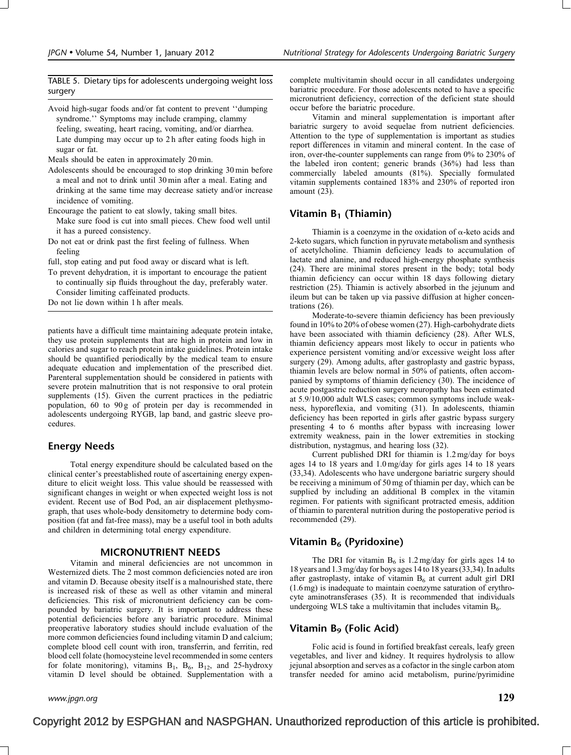TABLE 5. Dietary tips for adolescents undergoing weight loss surgery

Avoid high-sugar foods and/or fat content to prevent ''dumping syndrome.'' Symptoms may include cramping, clammy feeling, sweating, heart racing, vomiting, and/or diarrhea. Late dumping may occur up to 2 h after eating foods high in sugar or fat.

Meals should be eaten in approximately 20 min.

Adolescents should be encouraged to stop drinking 30 min before a meal and not to drink until 30 min after a meal. Eating and drinking at the same time may decrease satiety and/or increase incidence of vomiting.

Encourage the patient to eat slowly, taking small bites. Make sure food is cut into small pieces. Chew food well until it has a pureed consistency.

Do not eat or drink past the first feeling of fullness. When feeling full, stop eating and put food away or discard what is left.

To prevent dehydration, it is important to encourage the patient to continually sip fluids throughout the day, preferably water. Consider limiting caffeinated products.

Do not lie down within 1 h after meals.

patients have a difficult time maintaining adequate protein intake, they use protein supplements that are high in protein and low in calories and sugar to reach protein intake guidelines. Protein intake should be quantified periodically by the medical team to ensure adequate education and implementation of the prescribed diet. Parenteral supplementation should be considered in patients with severe protein malnutrition that is not responsive to oral protein supplements (15). Given the current practices in the pediatric population, 60 to 90 g of protein per day is recommended in adolescents undergoing RYGB, lap band, and gastric sleeve procedures.

## Energy Needs

Total energy expenditure should be calculated based on the clinical center's preestablished route of ascertaining energy expenditure to elicit weight loss. This value should be reassessed with significant changes in weight or when expected weight loss is not evident. Recent use of Bod Pod, an air displacement plethysmograph, that uses whole-body densitometry to determine body composition (fat and fat-free mass), may be a useful tool in both adults and children in determining total energy expenditure.

# MICRONUTRIENT NEEDS

Vitamin and mineral deficiencies are not uncommon in Westernized diets. The 2 most common deficiencies noted are iron and vitamin D. Because obesity itself is a malnourished state, there is increased risk of these as well as other vitamin and mineral deficiencies. This risk of micronutrient deficiency can be compounded by bariatric surgery. It is important to address these potential deficiencies before any bariatric procedure. Minimal preoperative laboratory studies should include evaluation of the more common deficiencies found including vitamin D and calcium; complete blood cell count with iron, transferrin, and ferritin, red blood cell folate (homocysteine level recommended in some centers for folate monitoring), vitamins $B_1$, $B_6$, $B_{12}$, and 25-hydroxy vitamin D level should be obtained. Supplementation with a complete multivitamin should occur in all candidates undergoing bariatric procedure. For those adolescents noted to have a specific micronutrient deficiency, correction of the deficient state should occur before the bariatric procedure.

Vitamin and mineral supplementation is important after bariatric surgery to avoid sequelae from nutrient deficiencies. Attention to the type of supplementation is important as studies report differences in vitamin and mineral content. In the case of iron, over-the-counter supplements can range from 0% to 230% of the labeled iron content; generic brands (36%) had less than commercially labeled amounts (81%). Specially formulated vitamin supplements contained 183% and 230% of reported iron amount (23).

## Vitamin $B_1$ (Thiamin)

Thiamin is a coenzyme in the oxidation of α-keto acids and 2-keto sugars, which function in pyruvate metabolism and synthesis of acetylcholine. Thiamin deficiency leads to accumulation of lactate and alanine, and reduced high-energy phosphate synthesis (24). There are minimal stores present in the body; total body thiamin deficiency can occur within 18 days following dietary restriction (25). Thiamin is actively absorbed in the jejunum and ileum but can be taken up via passive diffusion at higher concentrations (26).

Moderate-to-severe thiamin deficiency has been previously found in 10% to 20% of obese women (27). High-carbohydrate diets have been associated with thiamin deficiency (28). After WLS, thiamin deficiency appears most likely to occur in patients who experience persistent vomiting and/or excessive weight loss after surgery (29). Among adults, after gastroplasty and gastric bypass, thiamin levels are below normal in 50% of patients, often accompanied by symptoms of thiamin deficiency (30). The incidence of acute postgastric reduction surgery neuropathy has been estimated at 5.9/10,000 adult WLS cases; common symptoms include weakness, hyporeflexia, and vomiting (31). In adolescents, thiamin deficiency has been reported in girls after gastric bypass surgery presenting 4 to 6 months after bypass with increasing lower extremity weakness, pain in the lower extremities in stocking distribution, nystagmus, and hearing loss (32).

Current published DRI for thiamin is 1.2 mg/day for boys ages 14 to 18 years and 1.0 mg/day for girls ages 14 to 18 years (33,34). Adolescents who have undergone bariatric surgery should be receiving a minimum of 50 mg of thiamin per day, which can be supplied by including an additional B complex in the vitamin regimen. For patients with significant protracted emesis, addition of thiamin to parenteral nutrition during the postoperative period is recommended (29).

## Vitamin $B_6$ (Pyridoxine)

The DRI for vitamin $B_6$ is 1.2 mg/day for girls ages 14 to 18 years and 1.3 mg/day for boys ages 14 to 18 years (33,34). In adults after gastroplasty, intake of vitamin $B_6$ at current adult girl DRI (1.6 mg) is inadequate to maintain coenzyme saturation of erythrocyte aminotransferases (35). It is recommended that individuals undergoing WLS take a multivitamin that includes vitamin $B_6$.

## Vitamin $B_9$ (Folic Acid)

Folic acid is found in fortified breakfast cereals, leafy green vegetables, and liver and kidney. It requires hydrolysis to allow jejunal absorption and serves as a cofactor in the single carbon atom transfer needed for amino acid metabolism, purine/pyrimidine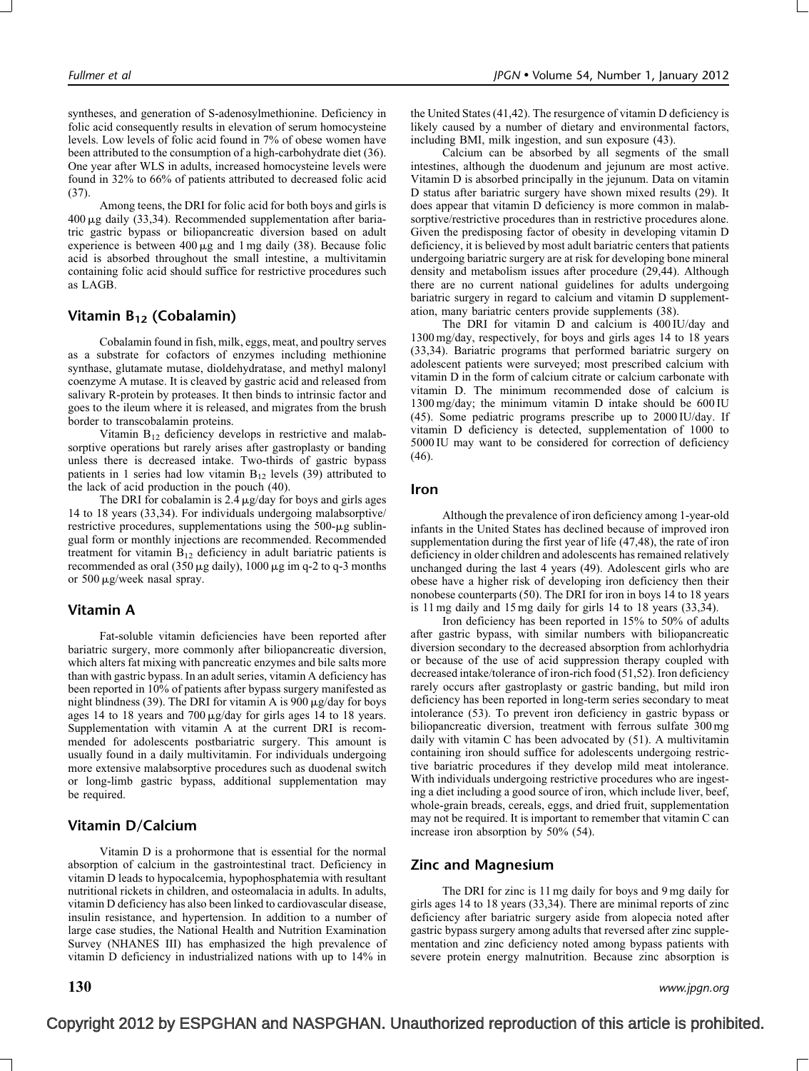syntheses, and generation of S-adenosylmethionine. Deficiency in folic acid consequently results in elevation of serum homocysteine levels. Low levels of folic acid found in 7% of obese women have been attributed to the consumption of a high-carbohydrate diet (36). One year after WLS in adults, increased homocysteine levels were found in 32% to 66% of patients attributed to decreased folic acid (37).

Among teens, the DRI for folic acid for both boys and girls is 400 μg daily (33,34). Recommended supplementation after bariatric gastric bypass or biliopancreatic diversion based on adult experience is between 400 μg and 1 mg daily (38). Because folic acid is absorbed throughout the small intestine, a multivitamin containing folic acid should suffice for restrictive procedures such as LAGB.

## Vitamin $B_{12}$ (Cobalamin)

Cobalamin found in fish, milk, eggs, meat, and poultry serves as a substrate for cofactors of enzymes including methionine synthase, glutamate mutase, dioldehydratase, and methyl malonyl coenzyme A mutase. It is cleaved by gastric acid and released from salivary R-protein by proteases. It then binds to intrinsic factor and goes to the ileum where it is released, and migrates from the brush border to transcobalamin proteins.

Vitamin $B_{12}$ deficiency develops in restrictive and malabsorptive operations but rarely arises after gastroplasty or banding unless there is decreased intake. Two-thirds of gastric bypass patients in 1 series had low vitamin $B_{12}$ levels (39) attributed to the lack of acid production in the pouch (40).

The DRI for cobalamin is 2.4 μg/day for boys and girls ages 14 to 18 years (33,34). For individuals undergoing malabsorptive/restrictive procedures, supplementations using the 500-μg sublingual form or monthly injections are recommended. Recommended treatment for vitamin $B_{12}$ deficiency in adult bariatric patients is recommended as oral (350 μg daily), 1000 μg im q-2 to q-3 months or 500 μg/week nasal spray.

## Vitamin A

Fat-soluble vitamin deficiencies have been reported after bariatric surgery, more commonly after biliopancreatic diversion, which alters fat mixing with pancreatic enzymes and bile salts more than with gastric bypass. In an adult series, vitamin A deficiency has been reported in 10% of patients after bypass surgery manifested as night blindness (39). The DRI for vitamin A is 900 μg/day for boys ages 14 to 18 years and 700 μg/day for girls ages 14 to 18 years. Supplementation with vitamin A at the current DRI is recommended for adolescents postbariatric surgery. This amount is usually found in a daily multivitamin. For individuals undergoing more extensive malabsorptive procedures such as duodenal switch or long-limb gastric bypass, additional supplementation may be required.

## Vitamin D/Calcium

Vitamin D is a prohormone that is essential for the normal absorption of calcium in the gastrointestinal tract. Deficiency in vitamin D leads to hypocalcemia, hypophosphatemia with resultant nutritional rickets in children, and osteomalacia in adults. In adults, vitamin D deficiency has also been linked to cardiovascular disease, insulin resistance, and hypertension. In addition to a number of large case studies, the National Health and Nutrition Examination Survey (NHANES III) has emphasized the high prevalence of vitamin D deficiency in industrialized nations with up to 14% in the United States (41,42). The resurgence of vitamin D deficiency is likely caused by a number of dietary and environmental factors, including BMI, milk ingestion, and sun exposure (43).

Calcium can be absorbed by all segments of the small intestines, although the duodenum and jejunum are most active. Vitamin D is absorbed principally in the jejunum. Data on vitamin D status after bariatric surgery have shown mixed results (29). It does appear that vitamin D deficiency is more common in malabsorptive/restrictive procedures than in restrictive procedures alone. Given the predisposing factor of obesity in developing vitamin D deficiency, it is believed by most adult bariatric centers that patients undergoing bariatric surgery are at risk for developing bone mineral density and metabolism issues after procedure (29,44). Although there are no current national guidelines for adults undergoing bariatric surgery in regard to calcium and vitamin D supplementation, many bariatric centers provide supplements (38).

The DRI for vitamin D and calcium is 400 IU/day and 1300 mg/day, respectively, for boys and girls ages 14 to 18 years (33,34). Bariatric programs that performed bariatric surgery on adolescent patients were surveyed; most prescribed calcium with vitamin D in the form of calcium citrate or calcium carbonate with vitamin D. The minimum recommended dose of calcium is 1300 mg/day; the minimum vitamin D intake should be 600 IU (45). Some pediatric programs prescribe up to 2000 IU/day. If vitamin D deficiency is detected, supplementation of 1000 to 5000 IU may want to be considered for correction of deficiency (46).

## Iron

Although the prevalence of iron deficiency among 1-year-old infants in the United States has declined because of improved iron supplementation during the first year of life (47,48), the rate of iron deficiency in older children and adolescents has remained relatively unchanged during the last 4 years (49). Adolescent girls who are obese have a higher risk of developing iron deficiency then their nonobese counterparts (50). The DRI for iron in boys 14 to 18 years is 11 mg daily and 15 mg daily for girls 14 to 18 years (33,34).

Iron deficiency has been reported in 15% to 50% of adults after gastric bypass, with similar numbers with biliopancreatic diversion secondary to the decreased absorption from achlorhydria or because of the use of acid suppression therapy coupled with decreased intake/tolerance of iron-rich food (51,52). Iron deficiency rarely occurs after gastroplasty or gastric banding, but mild iron deficiency has been reported in long-term series secondary to meat intolerance (53). To prevent iron deficiency in gastric bypass or biliopancreatic diversion, treatment with ferrous sulfate 300 mg daily with vitamin C has been advocated by (51). A multivitamin containing iron should suffice for adolescents undergoing restrictive bariatric procedures if they develop mild meat intolerance. With individuals undergoing restrictive procedures who are ingesting a diet including a good source of iron, which include liver, beef, whole-grain breads, cereals, eggs, and dried fruit, supplementation may not be required. It is important to remember that vitamin C can increase iron absorption by 50% (54).

## Zinc and Magnesium

The DRI for zinc is 11 mg daily for boys and 9 mg daily for girls ages 14 to 18 years (33,34). There are minimal reports of zinc deficiency after bariatric surgery aside from alopecia noted after gastric bypass surgery among adults that reversed after zinc supplementation and zinc deficiency noted among bypass patients with severe protein energy malnutrition. Because zinc absorption is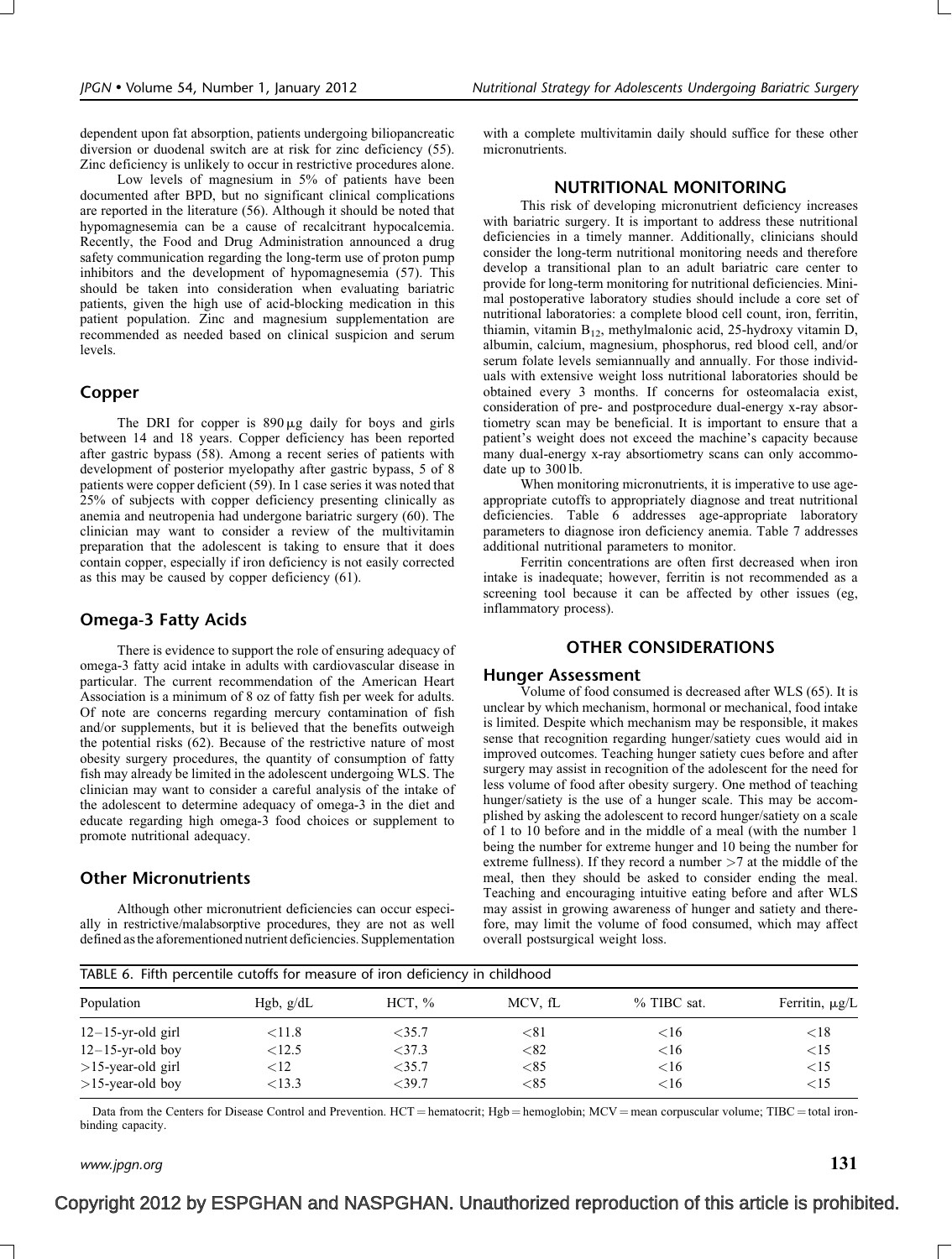dependent upon fat absorption, patients undergoing biliopancreatic diversion or duodenal switch are at risk for zinc deficiency (55). Zinc deficiency is unlikely to occur in restrictive procedures alone.

Low levels of magnesium in 5% of patients have been documented after BPD, but no significant clinical complications are reported in the literature (56). Although it should be noted that hypomagnesemia can be a cause of recalcitrant hypocalcemia. Recently, the Food and Drug Administration announced a drug safety communication regarding the long-term use of proton pump inhibitors and the development of hypomagnesemia (57). This should be taken into consideration when evaluating bariatric patients, given the high use of acid-blocking medication in this patient population. Zinc and magnesium supplementation are recommended as needed based on clinical suspicion and serum levels.

## Copper

The DRI for copper is 890 μg daily for boys and girls between 14 and 18 years. Copper deficiency has been reported after gastric bypass (58). Among a recent series of patients with development of posterior myelopathy after gastric bypass, 5 of 8 patients were copper deficient (59). In 1 case series it was noted that 25% of subjects with copper deficiency presenting clinically as anemia and neutropenia had undergone bariatric surgery (60). The clinician may want to consider a review of the multivitamin preparation that the adolescent is taking to ensure that it does contain copper, especially if iron deficiency is not easily corrected as this may be caused by copper deficiency (61).

## Omega-3 Fatty Acids

There is evidence to support the role of ensuring adequacy of omega-3 fatty acid intake in adults with cardiovascular disease in particular. The current recommendation of the American Heart Association is a minimum of 8 oz of fatty fish per week for adults. Of note are concerns regarding mercury contamination of fish and/or supplements, but it is believed that the benefits outweigh the potential risks (62). Because of the restrictive nature of most obesity surgery procedures, the quantity of consumption of fatty fish may already be limited in the adolescent undergoing WLS. The clinician may want to consider a careful analysis of the intake of the adolescent to determine adequacy of omega-3 in the diet and educate regarding high omega-3 food choices or supplement to promote nutritional adequacy.

## Other Micronutrients

Although other micronutrient deficiencies can occur especially in restrictive/malabsorptive procedures, they are not as well defined as the aforementioned nutrient deficiencies. Supplementation with a complete multivitamin daily should suffice for these other micronutrients.

# NUTRITIONAL MONITORING

This risk of developing micronutrient deficiency increases with bariatric surgery. It is important to address these nutritional deficiencies in a timely manner. Additionally, clinicians should consider the long-term nutritional monitoring needs and therefore develop a transitional plan to an adult bariatric care center to provide for long-term monitoring for nutritional deficiencies. Minimal postoperative laboratory studies should include a core set of nutritional laboratories: a complete blood cell count, iron, ferritin, thiamin, vitamin $B_{12}$, methylmalonic acid, 25-hydroxy vitamin D, albumin, calcium, magnesium, phosphorus, red blood cell, and/or serum folate levels semiannually and annually. For those individuals with extensive weight loss nutritional laboratories should be obtained every 3 months. If concerns for osteomalacia exist, consideration of pre- and postprocedure dual-energy x-ray absorptiometry scan may be beneficial. It is important to ensure that a patient's weight does not exceed the machine's capacity because many dual-energy x-ray absorptiometry scans can only accommodate up to 300 lb.

When monitoring micronutrients, it is imperative to use age-appropriate cutoffs to appropriately diagnose and treat nutritional deficiencies. Table 6 addresses age-appropriate laboratory parameters to diagnose iron deficiency anemia. Table 7 addresses additional nutritional parameters to monitor.

Ferritin concentrations are often first decreased when iron intake is inadequate; however, ferritin is not recommended as a screening tool because it can be affected by other issues (eg, inflammatory process).

# OTHER CONSIDERATIONS

## Hunger Assessment

Volume of food consumed is decreased after WLS (65). It is unclear by which mechanism, hormonal or mechanical, food intake is limited. Despite which mechanism may be responsible, it makes sense that recognition regarding hunger/satiety cues would aid in improved outcomes. Teaching hunger satiety cues before and after surgery may assist in recognition of the adolescent for the need for less volume of food after obesity surgery. One method of teaching hunger/satiety is the use of a hunger scale. This may be accomplished by asking the adolescent to record hunger/satiety on a scale of 1 to 10 before and in the middle of a meal (with the number 1 being the number for extreme hunger and 10 being the number for extreme fullness). If they record a number >7 at the middle of the meal, then they should be asked to consider ending the meal. Teaching and encouraging intuitive eating before and after WLS may assist in growing awareness of hunger and satiety and therefore, may limit the volume of food consumed, which may affect overall postsurgical weight loss.

TABLE 6. Fifth percentile cutoffs for measure of iron deficiency in childhood

| Population | Hgb, g/dL | HCT, % | MCV, fL | % TIBC sat. | Ferritin, μg/L |
|---|---|---|---|---|---|
| 12–15-yr-old girl | <11.8 | <35.7 | <81 | <16 | <18 |
| 12–15-yr-old boy | <12.5 | <37.3 | <82 | <16 | <15 |
| >15-year-old girl | <12 | <35.7 | <85 | <16 | <15 |
| >15-year-old boy | <13.3 | <39.7 | <85 | <16 | <15 |

Data from the Centers for Disease Control and Prevention. HCT = hematocrit; Hgb = hemoglobin; MCV = mean corpuscular volume; TIBC = total iron-binding capacity.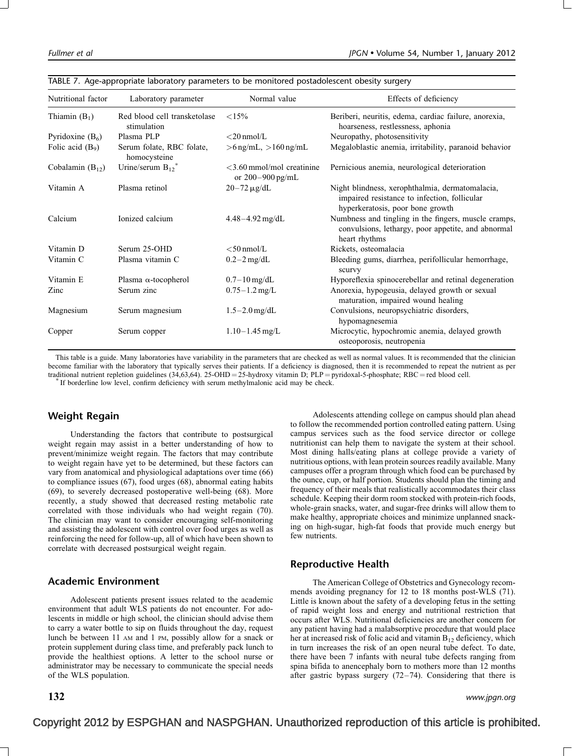TABLE 7. Age-appropriate laboratory parameters to be monitored postadolescent obesity surgery

| Nutritional factor | Laboratory parameter | Normal value | Effects of deficiency |
|---|---|---|---|
| Thiamin ($B_1$) | Red blood cell transketolase stimulation | <15% | Beriberi, neuritis, edema, cardiac failure, anorexia, hoarseness, restlessness, aphonia |
| Pyridoxine ($B_6$) | Plasma PLP | <20 nmol/L | Neuropathy, photosensitivity |
| Folic acid ($B_9$) | Serum folate, RBC folate, homocysteine | >6 ng/mL, >160 ng/mL | Megaloblastic anemia, irritability, paranoid behavior |
| Cobalamin ($B_{12}$) | Urine/serum $B_{12}$* | <3.60 mmol/mol creatinine or 200–900 pg/mL | Pernicious anemia, neurological deterioration |
| Vitamin A | Plasma retinol | 20–72 μg/dL | Night blindness, xerophthalmia, dermatomalacia, impaired resistance to infection, follicular hyperkeratosis, poor bone growth |
| Calcium | Ionized calcium | 4.48–4.92 mg/dL | Numbness and tingling in the fingers, muscle cramps, convulsions, lethargy, poor appetite, and abnormal heart rhythms |
| Vitamin D | Serum 25-OHD | <50 nmol/L | Rickets, osteomalacia |
| Vitamin C | Plasma vitamin C | 0.2–2 mg/dL | Bleeding gums, diarrhea, perifollicular hemorrhage, scurvy |
| Vitamin E | Plasma α-tocopherol | 0.7–10 mg/dL | Hyporeflexia spinocerebellar and retinal degeneration |
| Zinc | Serum zinc | 0.75–1.2 mg/L | Anorexia, hypogeusia, delayed growth or sexual maturation, impaired wound healing |
| Magnesium | Serum magnesium | 1.5–2.0 mg/dL | Convulsions, neuropsychiatric disorders, hypomagnesemia |
| Copper | Serum copper | 1.10–1.45 mg/L | Microcytic, hypochromic anemia, delayed growth osteoporosis, neutropenia |

This table is a guide. Many laboratories have variability in the parameters that are checked as well as normal values. It is recommended that the clinician become familiar with the laboratory that typically serves their patients. If a deficiency is diagnosed, then it is recommended to repeat the nutrient as per traditional nutrient repletion guidelines (34,63,64). 25-OHD = 25-hydroxy vitamin D; PLP = pyridoxal-5-phosphate; RBC = red blood cell.
*If borderline low level, confirm deficiency with serum methylmalonic acid may be check.

## Weight Regain

Understanding the factors that contribute to postsurgical weight regain may assist in a better understanding of how to prevent/minimize weight regain. The factors that may contribute to weight regain have yet to be determined, but these factors can vary from anatomical and physiological adaptations over time (66) to compliance issues (67), food urges (68), abnormal eating habits (69), to severely decreased postoperative well-being (68). More recently, a study showed that decreased resting metabolic rate correlated with those individuals who had weight regain (70). The clinician may want to consider encouraging self-monitoring and assisting the adolescent with control over food urges as well as reinforcing the need for follow-up, all of which have been shown to correlate with decreased postsurgical weight regain.

## Academic Environment

Adolescent patients present issues related to the academic environment that adult WLS patients do not encounter. For adolescents in middle or high school, the clinician should advise them to carry a water bottle to sip on fluids throughout the day, request lunch be between 11 AM and 1 PM, possibly allow for a snack or protein supplement during class time, and preferably pack lunch to provide the healthiest options. A letter to the school nurse or administrator may be necessary to communicate the special needs of the WLS population.

Adolescents attending college on campus should plan ahead to follow the recommended portion controlled eating pattern. Using campus services such as the food service director or college nutritionist can help them to navigate the system at their school. Most dining halls/eating plans at college provide a variety of nutritious options, with lean protein sources readily available. Many campuses offer a program through which food can be purchased by the ounce, cup, or half portion. Students should plan the timing and frequency of their meals that realistically accommodates their class schedule. Keeping their dorm room stocked with protein-rich foods, whole-grain snacks, water, and sugar-free drinks will allow them to make healthy, appropriate choices and minimize unplanned snacking on high-sugar, high-fat foods that provide much energy but few nutrients.

## Reproductive Health

The American College of Obstetrics and Gynecology recommends avoiding pregnancy for 12 to 18 months post-WLS (71). Little is known about the safety of a developing fetus in the setting of rapid weight loss and energy and nutritional restriction that occurs after WLS. Nutritional deficiencies are another concern for any patient having had a malabsorptive procedure that would place her at increased risk of folic acid and vitamin $B_{12}$ deficiency, which in turn increases the risk of an open neural tube defect. To date, there have been 7 infants with neural tube defects ranging from spina bifida to anencephaly born to mothers more than 12 months after gastric bypass surgery (72–74). Considering that there is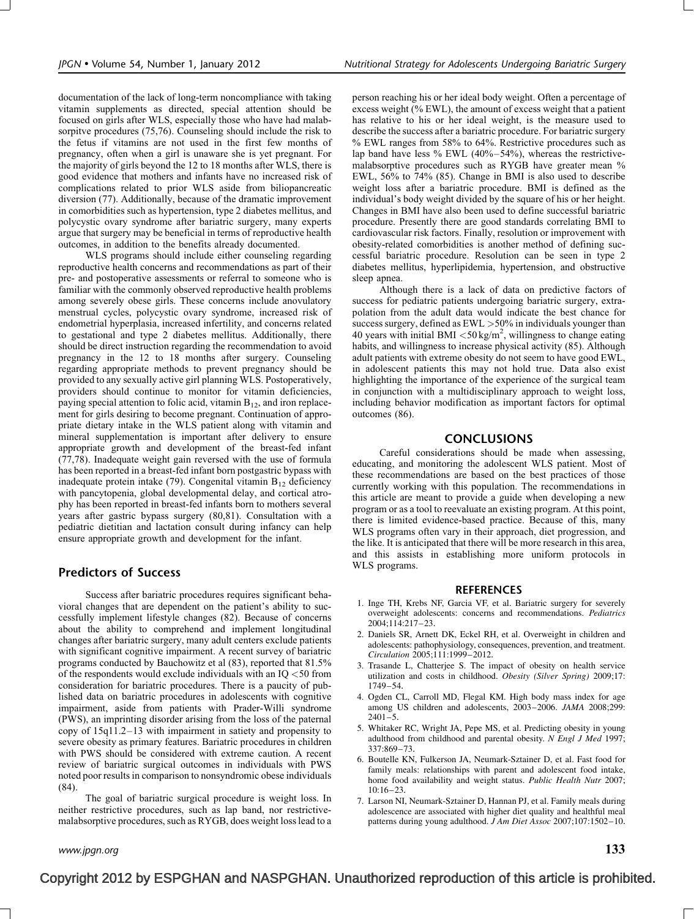documentation of the lack of long-term noncompliance with taking vitamin supplements as directed, special attention should be focused on girls after WLS, especially those who have had malabsorpitve procedures (75,76). Counseling should include the risk to the fetus if vitamins are not used in the first few months of pregnancy, often when a girl is unaware she is yet pregnant. For the majority of girls beyond the 12 to 18 months after WLS, there is good evidence that mothers and infants have no increased risk of complications related to prior WLS aside from biliopancreatic diversion (77). Additionally, because of the dramatic improvement in comorbidities such as hypertension, type 2 diabetes mellitus, and polycystic ovary syndrome after bariatric surgery, many experts argue that surgery may be beneficial in terms of reproductive health outcomes, in addition to the benefits already documented.

WLS programs should include either counseling regarding reproductive health concerns and recommendations as part of their pre- and postoperative assessments or referral to someone who is familiar with the commonly observed reproductive health problems among severely obese girls. These concerns include anovulatory menstrual cycles, polycystic ovary syndrome, increased risk of endometrial hyperplasia, increased infertility, and concerns related to gestational and type 2 diabetes mellitus. Additionally, there should be direct instruction regarding the recommendation to avoid pregnancy in the 12 to 18 months after surgery. Counseling regarding appropriate methods to prevent pregnancy should be provided to any sexually active girl planning WLS. Postoperatively, providers should continue to monitor for vitamin deficiencies, paying special attention to folic acid, vitamin $B_{12}$, and iron replacement for girls desiring to become pregnant. Continuation of appropriate dietary intake in the WLS patient along with vitamin and mineral supplementation is important after delivery to ensure appropriate growth and development of the breast-fed infant (77,78). Inadequate weight gain reversed with the use of formula has been reported in a breast-fed infant born postgastric bypass with inadequate protein intake (79). Congenital vitamin $B_{12}$ deficiency with pancytopenia, global developmental delay, and cortical atrophy has been reported in breast-fed infants born to mothers several years after gastric bypass surgery (80,81). Consultation with a pediatric dietitian and lactation consult during infancy can help ensure appropriate growth and development for the infant.

## Predictors of Success

Success after bariatric procedures requires significant behavioral changes that are dependent on the patient's ability to successfully implement lifestyle changes (82). Because of concerns about the ability to comprehend and implement longitudinal changes after bariatric surgery, many adult centers exclude patients with significant cognitive impairment. A recent survey of bariatric programs conducted by Bauchowitz et al (83), reported that 81.5% of the respondents would exclude individuals with an IQ <50 from consideration for bariatric procedures. There is a paucity of published data on bariatric procedures in adolescents with cognitive impairment, aside from patients with Prader-Willi syndrome (PWS), an imprinting disorder arising from the loss of the paternal copy of 15q11.2–13 with impairment in satiety and propensity to severe obesity as primary features. Bariatric procedures in children with PWS should be considered with extreme caution. A recent review of bariatric surgical outcomes in individuals with PWS noted poor results in comparison to nonsyndromic obese individuals (84).

The goal of bariatric surgical procedure is weight loss. In neither restrictive procedures, such as lap band, nor restrictive-malabsorptive procedures, such as RYGB, does weight loss lead to a person reaching his or her ideal body weight. Often a percentage of excess weight (% EWL), the amount of excess weight that a patient has relative to his or her ideal weight, is the measure used to describe the success after a bariatric procedure. For bariatric surgery % EWL ranges from 58% to 64%. Restrictive procedures such as lap band have less % EWL (40%–54%), whereas the restrictive-malabsorptive procedures such as RYGB have greater mean % EWL, 56% to 74% (85). Change in BMI is also used to describe weight loss after a bariatric procedure. BMI is defined as the individual's body weight divided by the square of his or her height. Changes in BMI have also been used to define successful bariatric procedure. Presently there are good standards correlating BMI to cardiovascular risk factors. Finally, resolution or improvement with obesity-related comorbidities is another method of defining successful bariatric procedure. Resolution can be seen in type 2 diabetes mellitus, hyperlipidemia, hypertension, and obstructive sleep apnea.

Although there is a lack of data on predictive factors of success for pediatric patients undergoing bariatric surgery, extrapolation from the adult data would indicate the best chance for success surgery, defined as EWL >50% in individuals younger than 40 years with initial BMI $<50\,kg/m^2$, willingness to change eating habits, and willingness to increase physical activity (85). Although adult patients with extreme obesity do not seem to have good EWL, in adolescent patients this may not hold true. Data also exist highlighting the importance of the experience of the surgical team in conjunction with a multidisciplinary approach to weight loss, including behavior modification as important factors for optimal outcomes (86).

## CONCLUSIONS

Careful considerations should be made when assessing, educating, and monitoring the adolescent WLS patient. Most of these recommendations are based on the best practices of those currently working with this population. The recommendations in this article are meant to provide a guide when developing a new program or as a tool to reevaluate an existing program. At this point, there is limited evidence-based practice. Because of this, many WLS programs often vary in their approach, diet progression, and the like. It is anticipated that there will be more research in this area, and this assists in establishing more uniform protocols in WLS programs.

## REFERENCES

1. Inge TH, Krebs NF, Garcia VF, et al. Bariatric surgery for severely overweight adolescents: concerns and recommendations. *Pediatrics* 2004;114:217–23.
2. Daniels SR, Arnett DK, Eckel RH, et al. Overweight in children and adolescents: pathophysiology, consequences, prevention, and treatment. *Circulation* 2005;111:1999–2012.
3. Trasande L, Chatterjee S. The impact of obesity on health service utilization and costs in childhood. *Obesity (Silver Spring)* 2009;17: 1749–54.
4. Ogden CL, Carroll MD, Flegal KM. High body mass index for age among US children and adolescents, 2003–2006. *JAMA* 2008;299: 2401–5.
5. Whitaker RC, Wright JA, Pepe MS, et al. Predicting obesity in young adulthood from childhood and parental obesity. *N Engl J Med* 1997; 337:869–73.
6. Boutelle KN, Fulkerson JA, Neumark-Sztainer D, et al. Fast food for family meals: relationships with parent and adolescent food intake, home food availability and weight status. *Public Health Nutr* 2007; 10:16–23.
7. Larson NI, Neumark-Sztainer D, Hannan PJ, et al. Family meals during adolescence are associated with higher diet quality and healthful meal patterns during young adulthood. *J Am Diet Assoc* 2007;107:1502–10.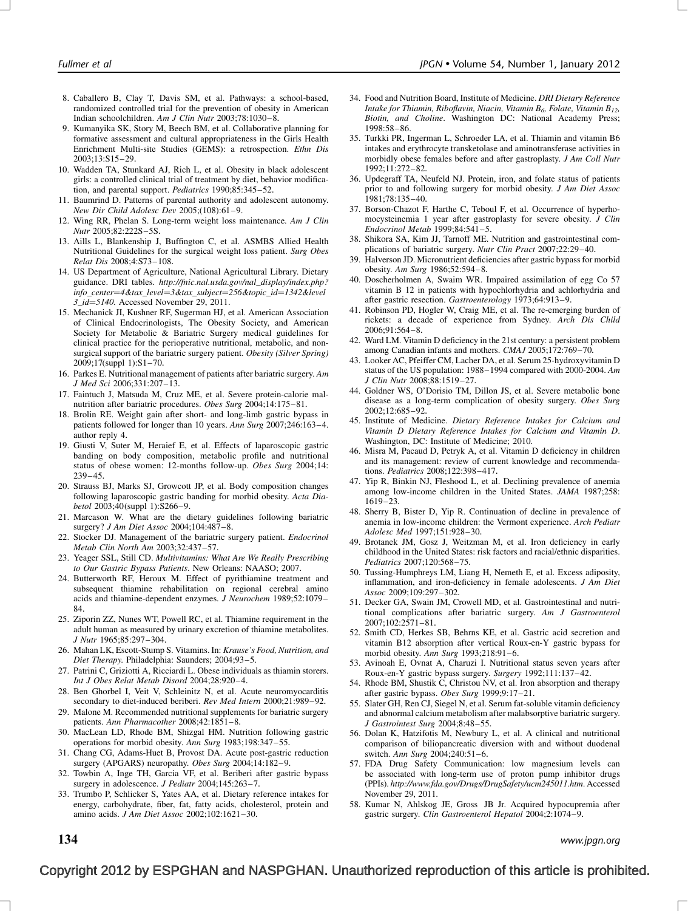8. Caballero B, Clay T, Davis SM, et al. Pathways: a school-based, randomized controlled trial for the prevention of obesity in American Indian schoolchildren. *Am J Clin Nutr* 2003;78:1030–8.
9. Kumanyika SK, Story M, Beech BM, et al. Collaborative planning for formative assessment and cultural appropriateness in the Girls Health Enrichment Multi-site Studies (GEMS): a retrospection. *Ethn Dis* 2003;13:S15–29.
10. Wadden TA, Stunkard AJ, Rich L, et al. Obesity in black adolescent girls: a controlled clinical trial of treatment by diet, behavior modification, and parental support. *Pediatrics* 1990;85:345–52.
11. Baumrind D. Patterns of parental authority and adolescent autonomy. *New Dir Child Adolesc Dev* 2005;(108):61–9.
12. Wing RR, Phelan S. Long-term weight loss maintenance. *Am J Clin Nutr* 2005;82:222S–5S.
13. Aills L, Blankenship J, Buffington C, et al. ASMBS Allied Health Nutritional Guidelines for the surgical weight loss patient. *Surg Obes Relat Dis* 2008;4:S73–108.
14. US Department of Agriculture, National Agricultural Library. Dietary guidance. DRI tables. *http://fnic.nal.usda.gov/nal_display/index.php?info_center=4&tax_level=3&tax_subject=256&topic_id=1342&level3_id=5140*. Accessed November 29, 2011.
15. Mechanick JI, Kushner RF, Sugerman HJ, et al. American Association of Clinical Endocrinologists, The Obesity Society, and American Society for Metabolic & Bariatric Surgery medical guidelines for clinical practice for the perioperative nutritional, metabolic, and nonsurgical support of the bariatric surgery patient. *Obesity (Silver Spring)* 2009;17(suppl 1):S1–70.
16. Parkes E. Nutritional management of patients after bariatric surgery. *Am J Med Sci* 2006;331:207–13.
17. Faintuch J, Matsuda M, Cruz ME, et al. Severe protein-calorie malnutrition after bariatric procedures. *Obes Surg* 2004;14:175–81.
18. Brolin RE. Weight gain after short- and long-limb gastric bypass in patients followed for longer than 10 years. *Ann Surg* 2007;246:163–4. author reply 4.
19. Giusti V, Suter M, Heraief E, et al. Effects of laparoscopic gastric banding on body composition, metabolic profile and nutritional status of obese women: 12-months follow-up. *Obes Surg* 2004;14: 239–45.
20. Strauss BJ, Marks SJ, Growcott JP, et al. Body composition changes following laparoscopic gastric banding for morbid obesity. *Acta Diabetol* 2003;40(suppl 1):S266–9.
21. Marcason W. What are the dietary guidelines following bariatric surgery? *J Am Diet Assoc* 2004;104:487–8.
22. Stocker DJ. Management of the bariatric surgery patient. *Endocrinol Metab Clin North Am* 2003;32:437–57.
23. Yeager SSL, Still CD. *Multivitamins: What Are We Really Prescribing to Our Gastric Bypass Patients*. New Orleans: NAASO; 2007.
24. Butterworth RF, Heroux M. Effect of pyrithiamine treatment and subsequent thiamine rehabilitation on regional cerebral amino acids and thiamine-dependent enzymes. *J Neurochem* 1989;52:1079–84.
25. Ziporin ZZ, Nunes WT, Powell RC, et al. Thiamine requirement in the adult human as measured by urinary excretion of thiamine metabolites. *J Nutr* 1965;85:297–304.
26. Mahan LK, Escott-Stump S. Vitamins. In: *Krause's Food, Nutrition, and Diet Therapy.* Philadelphia: Saunders; 2004;93–5.
27. Patrini C, Griziotti A, Ricciardi L. Obese individuals as thiamin storers. *Int J Obes Relat Metab Disord* 2004;28:920–4.
28. Ben Ghorbel I, Veit V, Schleinitz N, et al. Acute neuromyocarditis secondary to diet-induced beriberi. *Rev Med Intern* 2000;21:989–92.
29. Malone M. Recommended nutritional supplements for bariatric surgery patients. *Ann Pharmacother* 2008;42:1851–8.
30. MacLean LD, Rhode BM, Shizgal HM. Nutrition following gastric operations for morbid obesity. *Ann Surg* 1983;198:347–55.
31. Chang CG, Adams-Huet B, Provost DA. Acute post-gastric reduction surgery (APGARS) neuropathy. *Obes Surg* 2004;14:182–9.
32. Towbin A, Inge TH, Garcia VF, et al. Beriberi after gastric bypass surgery in adolescence. *J Pediatr* 2004;145:263–7.
33. Trumbo P, Schlicker S, Yates AA, et al. Dietary reference intakes for energy, carbohydrate, fiber, fat, fatty acids, cholesterol, protein and amino acids. *J Am Diet Assoc* 2002;102:1621–30.
34. Food and Nutrition Board, Institute of Medicine. *DRI Dietary Reference Intake for Thiamin, Riboflavin, Niacin, Vitamin $B_6$, Folate, Vitamin $B_{12}$, Biotin, and Choline*. Washington DC: National Academy Press; 1998:58–86.
35. Turkki PR, Ingerman L, Schroeder LA, et al. Thiamin and vitamin B6 intakes and erythrocyte transketolase and aminotransferase activities in morbidly obese females before and after gastroplasty. *J Am Coll Nutr* 1992;11:272–82.
36. Updegraff TA, Neufeld NJ. Protein, iron, and folate status of patients prior to and following surgery for morbid obesity. *J Am Diet Assoc* 1981;78:135–40.
37. Borson-Chazot F, Harthe C, Teboul F, et al. Occurrence of hyperhomocysteinemia 1 year after gastroplasty for severe obesity. *J Clin Endocrinol Metab* 1999;84:541–5.
38. Shikora SA, Kim JJ, Tarnoff ME. Nutrition and gastrointestinal complications of bariatric surgery. *Nutr Clin Pract* 2007;22:29–40.
39. Halverson JD. Micronutrient deficiencies after gastric bypass for morbid obesity. *Am Surg* 1986;52:594–8.
40. Doscherholmen A, Swaim WR. Impaired assimilation of egg Co 57 vitamin B 12 in patients with hypochlorhydria and achlorhydria and after gastric resection. *Gastroenterology* 1973;64:913–9.
41. Robinson PD, Hogler W, Craig ME, et al. The re-emerging burden of rickets: a decade of experience from Sydney. *Arch Dis Child* 2006;91:564–8.
42. Ward LM. Vitamin D deficiency in the 21st century: a persistent problem among Canadian infants and mothers. *CMAJ* 2005;172:769–70.
43. Looker AC, Pfeiffer CM, Lacher DA, et al. Serum 25-hydroxyvitamin D status of the US population: 1988–1994 compared with 2000-2004. *Am J Clin Nutr* 2008;88:1519–27.
44. Goldner WS, O'Dorisio TM, Dillon JS, et al. Severe metabolic bone disease as a long-term complication of obesity surgery. *Obes Surg* 2002;12:685–92.
45. Institute of Medicine. *Dietary Reference Intakes for Calcium and Vitamin D Dietary Reference Intakes for Calcium and Vitamin D*. Washington, DC: Institute of Medicine; 2010.
46. Misra M, Pacaud D, Petryk A, et al. Vitamin D deficiency in children and its management: review of current knowledge and recommendations. *Pediatrics* 2008;122:398–417.
47. Yip R, Binkin NJ, Fleshood L, et al. Declining prevalence of anemia among low-income children in the United States. *JAMA* 1987;258: 1619–23.
48. Sherry B, Bister D, Yip R. Continuation of decline in prevalence of anemia in low-income children: the Vermont experience. *Arch Pediatr Adolesc Med* 1997;151:928–30.
49. Brotanek JM, Gosz J, Weitzman M, et al. Iron deficiency in early childhood in the United States: risk factors and racial/ethnic disparities. *Pediatrics* 2007;120:568–75.
50. Tussing-Humphreys LM, Liang H, Nemeth E, et al. Excess adiposity, inflammation, and iron-deficiency in female adolescents. *J Am Diet Assoc* 2009;109:297–302.
51. Decker GA, Swain JM, Crowell MD, et al. Gastrointestinal and nutritional complications after bariatric surgery. *Am J Gastroenterol* 2007;102:2571–81.
52. Smith CD, Herkes SB, Behrns KE, et al. Gastric acid secretion and vitamin B12 absorption after vertical Roux-en-Y gastric bypass for morbid obesity. *Ann Surg* 1993;218:91–6.
53. Avinoah E, Ovnat A, Charuzi I. Nutritional status seven years after Roux-en-Y gastric bypass surgery. *Surgery* 1992;111:137–42.
54. Rhode BM, Shustik C, Christou NV, et al. Iron absorption and therapy after gastric bypass. *Obes Surg* 1999;9:17–21.
55. Slater GH, Ren CJ, Siegel N, et al. Serum fat-soluble vitamin deficiency and abnormal calcium metabolism after malabsorptive bariatric surgery. *J Gastrointest Surg* 2004;8:48–55.
56. Dolan K, Hatzifotis M, Newbury L, et al. A clinical and nutritional comparison of biliopancreatic diversion with and without duodenal switch. *Ann Surg* 2004;240:51–6.
57. FDA Drug Safety Communication: low magnesium levels can be associated with long-term use of proton pump inhibitor drugs (PPIs). *http://www.fda.gov/Drugs/DrugSafety/ucm245011.htm*. Accessed November 29, 2011.
58. Kumar N, Ahlskog JE, Gross JB Jr. Acquired hypocupremia after gastric surgery. *Clin Gastroenterol Hepatol* 2004;2:1074–9.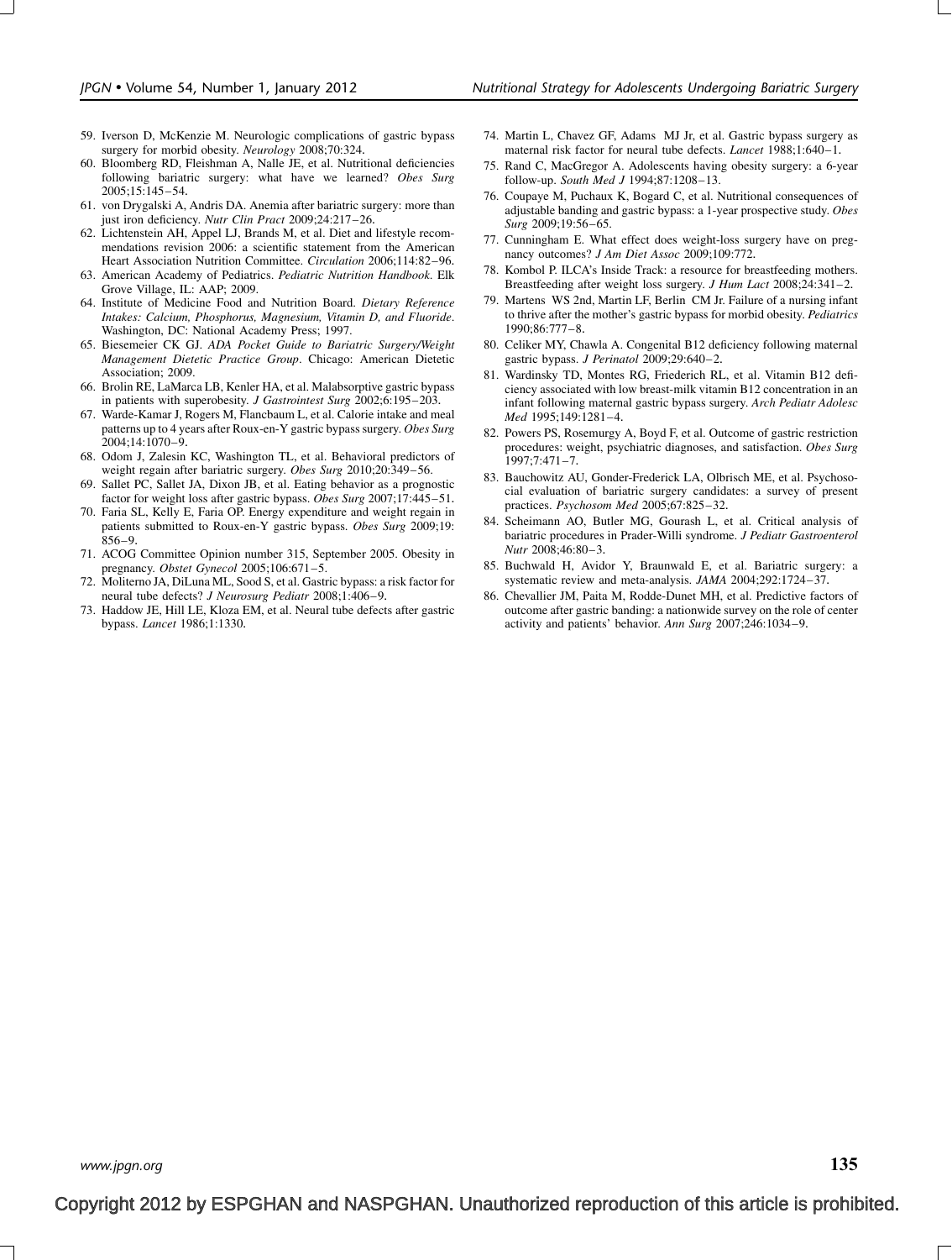59. Iverson D, McKenzie M. Neurologic complications of gastric bypass surgery for morbid obesity. *Neurology* 2008;70:324.
60. Bloomberg RD, Fleishman A, Nalle JE, et al. Nutritional deficiencies following bariatric surgery: what have we learned? *Obes Surg* 2005;15:145–54.
61. von Drygalski A, Andris DA. Anemia after bariatric surgery: more than just iron deficiency. *Nutr Clin Pract* 2009;24:217–26.
62. Lichtenstein AH, Appel LJ, Brands M, et al. Diet and lifestyle recommendations revision 2006: a scientific statement from the American Heart Association Nutrition Committee. *Circulation* 2006;114:82–96.
63. American Academy of Pediatrics. *Pediatric Nutrition Handbook*. Elk Grove Village, IL: AAP; 2009.
64. Institute of Medicine Food and Nutrition Board. *Dietary Reference Intakes: Calcium, Phosphorus, Magnesium, Vitamin D, and Fluoride*. Washington, DC: National Academy Press; 1997.
65. Biesemeier CK GJ. *ADA Pocket Guide to Bariatric Surgery/Weight Management Dietetic Practice Group*. Chicago: American Dietetic Association; 2009.
66. Brolin RE, LaMarca LB, Kenler HA, et al. Malabsorptive gastric bypass in patients with superobesity. *J Gastrointest Surg* 2002;6:195–203.
67. Warde-Kamar J, Rogers M, Flancbaum L, et al. Calorie intake and meal patterns up to 4 years after Roux-en-Y gastric bypass surgery. *Obes Surg* 2004;14:1070–9.
68. Odom J, Zalesin KC, Washington TL, et al. Behavioral predictors of weight regain after bariatric surgery. *Obes Surg* 2010;20:349–56.
69. Sallet PC, Sallet JA, Dixon JB, et al. Eating behavior as a prognostic factor for weight loss after gastric bypass. *Obes Surg* 2007;17:445–51.
70. Faria SL, Kelly E, Faria OP. Energy expenditure and weight regain in patients submitted to Roux-en-Y gastric bypass. *Obes Surg* 2009;19:856–9.
71. ACOG Committee Opinion number 315, September 2005. Obesity in pregnancy. *Obstet Gynecol* 2005;106:671–5.
72. Moliterno JA, DiLuna ML, Sood S, et al. Gastric bypass: a risk factor for neural tube defects? *J Neurosurg Pediatr* 2008;1:406–9.
73. Haddow JE, Hill LE, Kloza EM, et al. Neural tube defects after gastric bypass. *Lancet* 1986;1:1330.
74. Martin L, Chavez GF, Adams MJ Jr, et al. Gastric bypass surgery as maternal risk factor for neural tube defects. *Lancet* 1988;1:640–1.
75. Rand C, MacGregor A. Adolescents having obesity surgery: a 6-year follow-up. *South Med J* 1994;87:1208–13.
76. Coupaye M, Puchaux K, Bogard C, et al. Nutritional consequences of adjustable banding and gastric bypass: a 1-year prospective study. *Obes Surg* 2009;19:56–65.
77. Cunningham E. What effect does weight-loss surgery have on pregnancy outcomes? *J Am Diet Assoc* 2009;109:772.
78. Kombol P. ILCA's Inside Track: a resource for breastfeeding mothers. Breastfeeding after weight loss surgery. *J Hum Lact* 2008;24:341–2.
79. Martens WS 2nd, Martin LF, Berlin CM Jr. Failure of a nursing infant to thrive after the mother's gastric bypass for morbid obesity. *Pediatrics* 1990;86:777–8.
80. Celiker MY, Chawla A. Congenital B12 deficiency following maternal gastric bypass. *J Perinatol* 2009;29:640–2.
81. Wardinsky TD, Montes RG, Friederich RL, et al. Vitamin B12 deficiency associated with low breast-milk vitamin B12 concentration in an infant following maternal gastric bypass surgery. *Arch Pediatr Adolesc Med* 1995;149:1281–4.
82. Powers PS, Rosemurgy A, Boyd F, et al. Outcome of gastric restriction procedures: weight, psychiatric diagnoses, and satisfaction. *Obes Surg* 1997;7:471–7.
83. Bauchowitz AU, Gonder-Frederick LA, Olbrisch ME, et al. Psychosocial evaluation of bariatric surgery candidates: a survey of present practices. *Psychosom Med* 2005;67:825–32.
84. Scheimann AO, Butler MG, Gourash L, et al. Critical analysis of bariatric procedures in Prader-Willi syndrome. *J Pediatr Gastroenterol Nutr* 2008;46:80–3.
85. Buchwald H, Avidor Y, Braunwald E, et al. Bariatric surgery: a systematic review and meta-analysis. *JAMA* 2004;292:1724–37.
86. Chevallier JM, Paita M, Rodde-Dunet MH, et al. Predictive factors of outcome after gastric banding: a nationwide survey on the role of center activity and patients' behavior. *Ann Surg* 2007;246:1034–9.